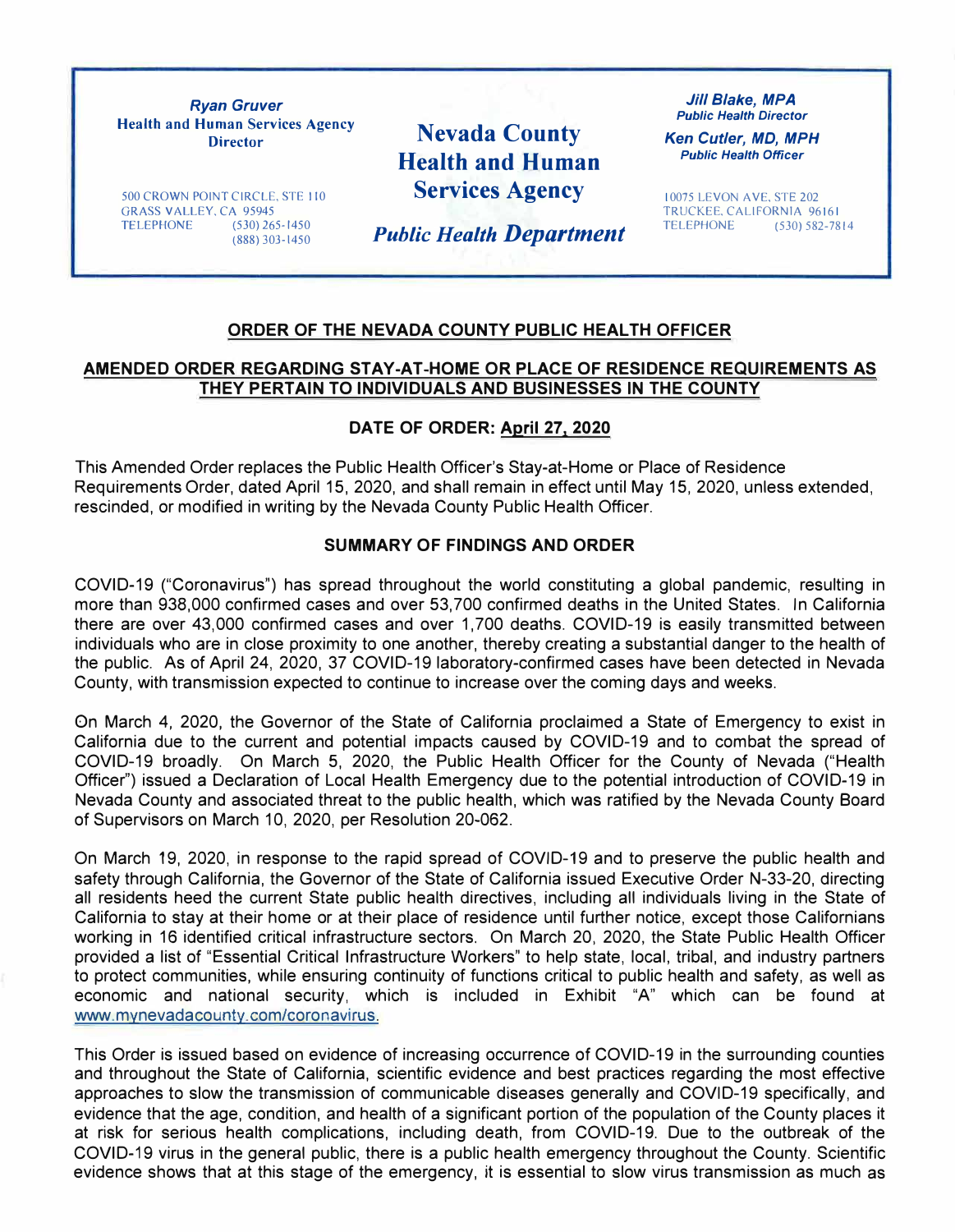**Ryan Gruver**
Health and Human Services Agency
Director

500 CROWN POINT CIRCLE, STE 110
GRASS VALLEY, CA 95945
TELEPHONE (530) 265-1450
(888) 303-1450

# Nevada County Health and Human Services Agency

## *Public Health Department*

***Jill Blake, MPA***
***Public Health Director***

***Ken Cutler, MD, MPH***
***Public Health Officer***

10075 LEVON AVE, STE 202
TRUCKEE, CALIFORNIA 96161
TELEPHONE (530) 582-7814

## ORDER OF THE NEVADA COUNTY PUBLIC HEALTH OFFICER

## AMENDED ORDER REGARDING STAY-AT-HOME OR PLACE OF RESIDENCE REQUIREMENTS AS THEY PERTAIN TO INDIVIDUALS AND BUSINESSES IN THE COUNTY

**DATE OF ORDER: April 27, 2020**

This Amended Order replaces the Public Health Officer's Stay-at-Home or Place of Residence Requirements Order, dated April 15, 2020, and shall remain in effect until May 15, 2020, unless extended, rescinded, or modified in writing by the Nevada County Public Health Officer.

### SUMMARY OF FINDINGS AND ORDER

COVID-19 ("Coronavirus") has spread throughout the world constituting a global pandemic, resulting in more than 938,000 confirmed cases and over 53,700 confirmed deaths in the United States. In California there are over 43,000 confirmed cases and over 1,700 deaths. COVID-19 is easily transmitted between individuals who are in close proximity to one another, thereby creating a substantial danger to the health of the public. As of April 24, 2020, 37 COVID-19 laboratory-confirmed cases have been detected in Nevada County, with transmission expected to continue to increase over the coming days and weeks.

On March 4, 2020, the Governor of the State of California proclaimed a State of Emergency to exist in California due to the current and potential impacts caused by COVID-19 and to combat the spread of COVID-19 broadly. On March 5, 2020, the Public Health Officer for the County of Nevada ("Health Officer") issued a Declaration of Local Health Emergency due to the potential introduction of COVID-19 in Nevada County and associated threat to the public health, which was ratified by the Nevada County Board of Supervisors on March 10, 2020, per Resolution 20-062.

On March 19, 2020, in response to the rapid spread of COVID-19 and to preserve the public health and safety through California, the Governor of the State of California issued Executive Order N-33-20, directing all residents heed the current State public health directives, including all individuals living in the State of California to stay at their home or at their place of residence until further notice, except those Californians working in 16 identified critical infrastructure sectors. On March 20, 2020, the State Public Health Officer provided a list of "Essential Critical Infrastructure Workers" to help state, local, tribal, and industry partners to protect communities, while ensuring continuity of functions critical to public health and safety, as well as economic and national security, which is included in Exhibit "A" which can be found at www.mynevadacounty.com/coronavirus.

This Order is issued based on evidence of increasing occurrence of COVID-19 in the surrounding counties and throughout the State of California, scientific evidence and best practices regarding the most effective approaches to slow the transmission of communicable diseases generally and COVID-19 specifically, and evidence that the age, condition, and health of a significant portion of the population of the County places it at risk for serious health complications, including death, from COVID-19. Due to the outbreak of the COVID-19 virus in the general public, there is a public health emergency throughout the County. Scientific evidence shows that at this stage of the emergency, it is essential to slow virus transmission as much as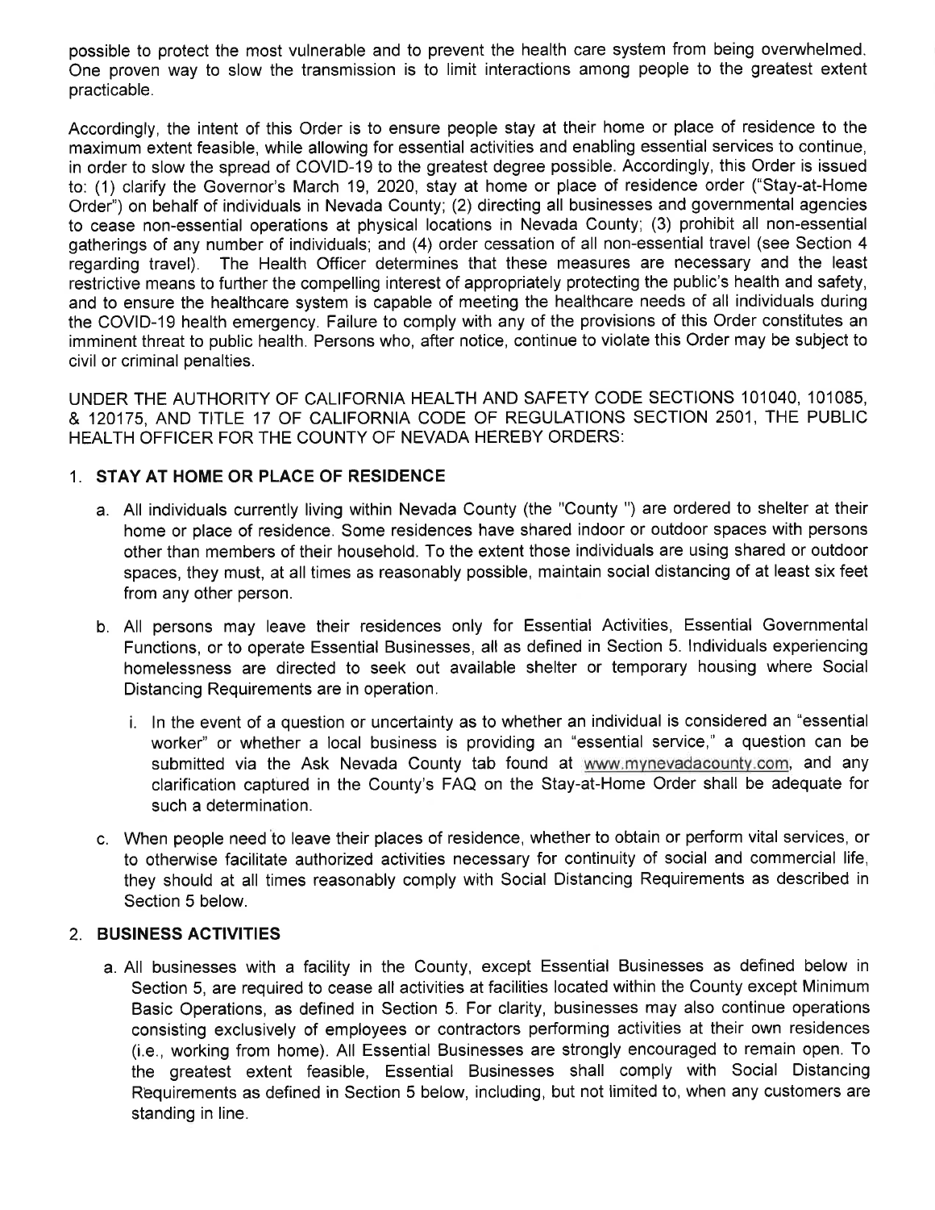possible to protect the most vulnerable and to prevent the health care system from being overwhelmed. One proven way to slow the transmission is to limit interactions among people to the greatest extent practicable.

Accordingly, the intent of this Order is to ensure people stay at their home or place of residence to the maximum extent feasible, while allowing for essential activities and enabling essential services to continue, in order to slow the spread of COVID-19 to the greatest degree possible. Accordingly, this Order is issued to: (1) clarify the Governor's March 19, 2020, stay at home or place of residence order ("Stay-at-Home Order") on behalf of individuals in Nevada County; (2) directing all businesses and governmental agencies to cease non-essential operations at physical locations in Nevada County; (3) prohibit all non-essential gatherings of any number of individuals; and (4) order cessation of all non-essential travel (see Section 4 regarding travel). The Health Officer determines that these measures are necessary and the least restrictive means to further the compelling interest of appropriately protecting the public's health and safety, and to ensure the healthcare system is capable of meeting the healthcare needs of all individuals during the COVID-19 health emergency. Failure to comply with any of the provisions of this Order constitutes an imminent threat to public health. Persons who, after notice, continue to violate this Order may be subject to civil or criminal penalties.

UNDER THE AUTHORITY OF CALIFORNIA HEALTH AND SAFETY CODE SECTIONS 101040, 101085, & 120175, AND TITLE 17 OF CALIFORNIA CODE OF REGULATIONS SECTION 2501, THE PUBLIC HEALTH OFFICER FOR THE COUNTY OF NEVADA HEREBY ORDERS:

1. **STAY AT HOME OR PLACE OF RESIDENCE**

   a. All individuals currently living within Nevada County (the "County ") are ordered to shelter at their home or place of residence. Some residences have shared indoor or outdoor spaces with persons other than members of their household. To the extent those individuals are using shared or outdoor spaces, they must, at all times as reasonably possible, maintain social distancing of at least six feet from any other person.

   b. All persons may leave their residences only for Essential Activities, Essential Governmental Functions, or to operate Essential Businesses, all as defined in Section 5. Individuals experiencing homelessness are directed to seek out available shelter or temporary housing where Social Distancing Requirements are in operation.

      i. In the event of a question or uncertainty as to whether an individual is considered an "essential worker" or whether a local business is providing an "essential service," a question can be submitted via the Ask Nevada County tab found at www.mynevadacounty.com, and any clarification captured in the County's FAQ on the Stay-at-Home Order shall be adequate for such a determination.

   c. When people need to leave their places of residence, whether to obtain or perform vital services, or to otherwise facilitate authorized activities necessary for continuity of social and commercial life, they should at all times reasonably comply with Social Distancing Requirements as described in Section 5 below.

2. **BUSINESS ACTIVITIES**

   a. All businesses with a facility in the County, except Essential Businesses as defined below in Section 5, are required to cease all activities at facilities located within the County except Minimum Basic Operations, as defined in Section 5. For clarity, businesses may also continue operations consisting exclusively of employees or contractors performing activities at their own residences (i.e., working from home). All Essential Businesses are strongly encouraged to remain open. To the greatest extent feasible, Essential Businesses shall comply with Social Distancing Requirements as defined in Section 5 below, including, but not limited to, when any customers are standing in line.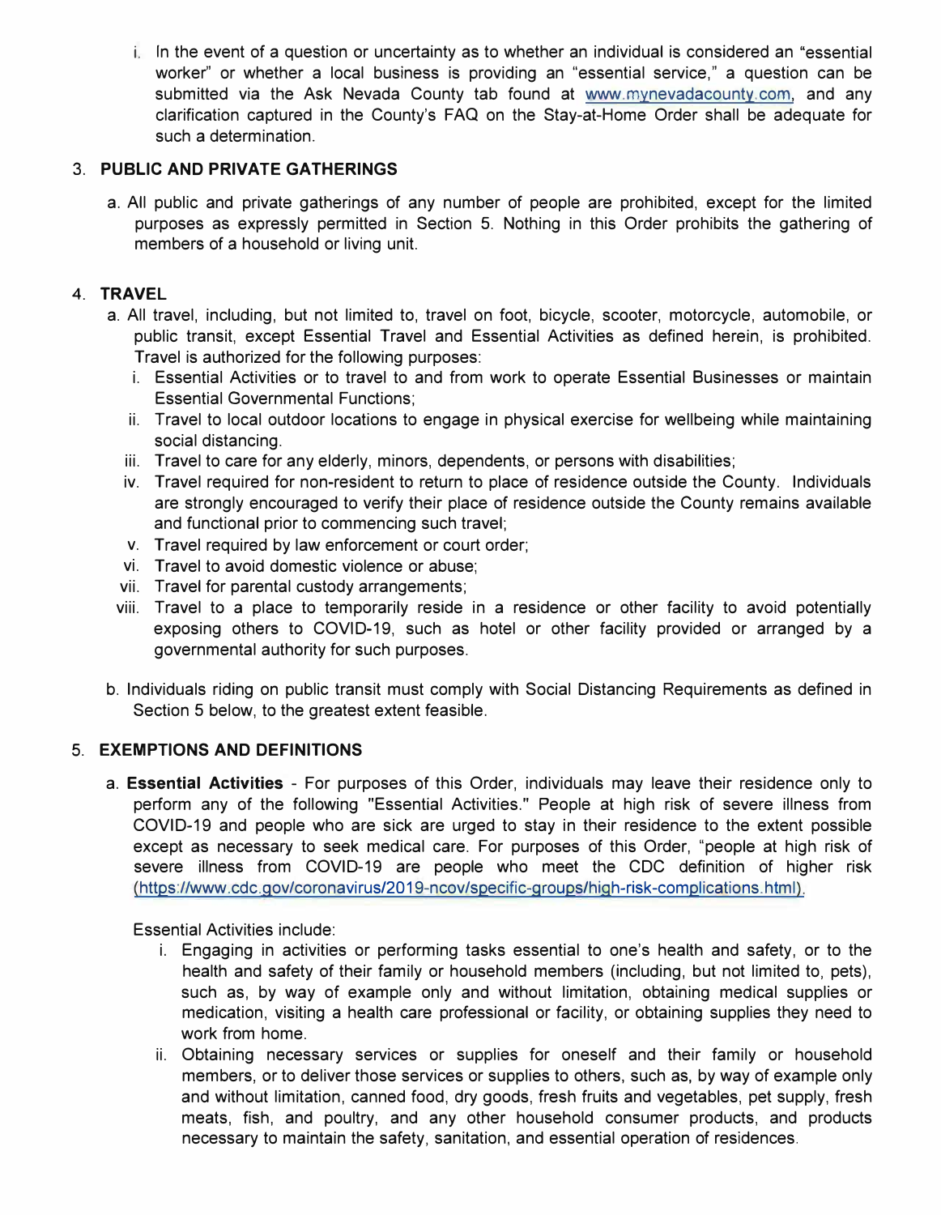i. In the event of a question or uncertainty as to whether an individual is considered an "essential worker" or whether a local business is providing an "essential service," a question can be submitted via the Ask Nevada County tab found at www.mynevadacounty.com, and any clarification captured in the County's FAQ on the Stay-at-Home Order shall be adequate for such a determination.

3. **PUBLIC AND PRIVATE GATHERINGS**

   a. All public and private gatherings of any number of people are prohibited, except for the limited purposes as expressly permitted in Section 5. Nothing in this Order prohibits the gathering of members of a household or living unit.

4. **TRAVEL**

   a. All travel, including, but not limited to, travel on foot, bicycle, scooter, motorcycle, automobile, or public transit, except Essential Travel and Essential Activities as defined herein, is prohibited. Travel is authorized for the following purposes:
      i. Essential Activities or to travel to and from work to operate Essential Businesses or maintain Essential Governmental Functions;
      ii. Travel to local outdoor locations to engage in physical exercise for wellbeing while maintaining social distancing.
      iii. Travel to care for any elderly, minors, dependents, or persons with disabilities;
      iv. Travel required for non-resident to return to place of residence outside the County. Individuals are strongly encouraged to verify their place of residence outside the County remains available and functional prior to commencing such travel;
      v. Travel required by law enforcement or court order;
      vi. Travel to avoid domestic violence or abuse;
      vii. Travel for parental custody arrangements;
      viii. Travel to a place to temporarily reside in a residence or other facility to avoid potentially exposing others to COVID-19, such as hotel or other facility provided or arranged by a governmental authority for such purposes.

   b. Individuals riding on public transit must comply with Social Distancing Requirements as defined in Section 5 below, to the greatest extent feasible.

5. **EXEMPTIONS AND DEFINITIONS**

   a. **Essential Activities** - For purposes of this Order, individuals may leave their residence only to perform any of the following "Essential Activities." People at high risk of severe illness from COVID-19 and people who are sick are urged to stay in their residence to the extent possible except as necessary to seek medical care. For purposes of this Order, "people at high risk of severe illness from COVID-19 are people who meet the CDC definition of higher risk (https://www.cdc.gov/coronavirus/2019-ncov/specific-groups/high-risk-complications.html).

      Essential Activities include:
      i. Engaging in activities or performing tasks essential to one's health and safety, or to the health and safety of their family or household members (including, but not limited to, pets), such as, by way of example only and without limitation, obtaining medical supplies or medication, visiting a health care professional or facility, or obtaining supplies they need to work from home.
      ii. Obtaining necessary services or supplies for oneself and their family or household members, or to deliver those services or supplies to others, such as, by way of example only and without limitation, canned food, dry goods, fresh fruits and vegetables, pet supply, fresh meats, fish, and poultry, and any other household consumer products, and products necessary to maintain the safety, sanitation, and essential operation of residences.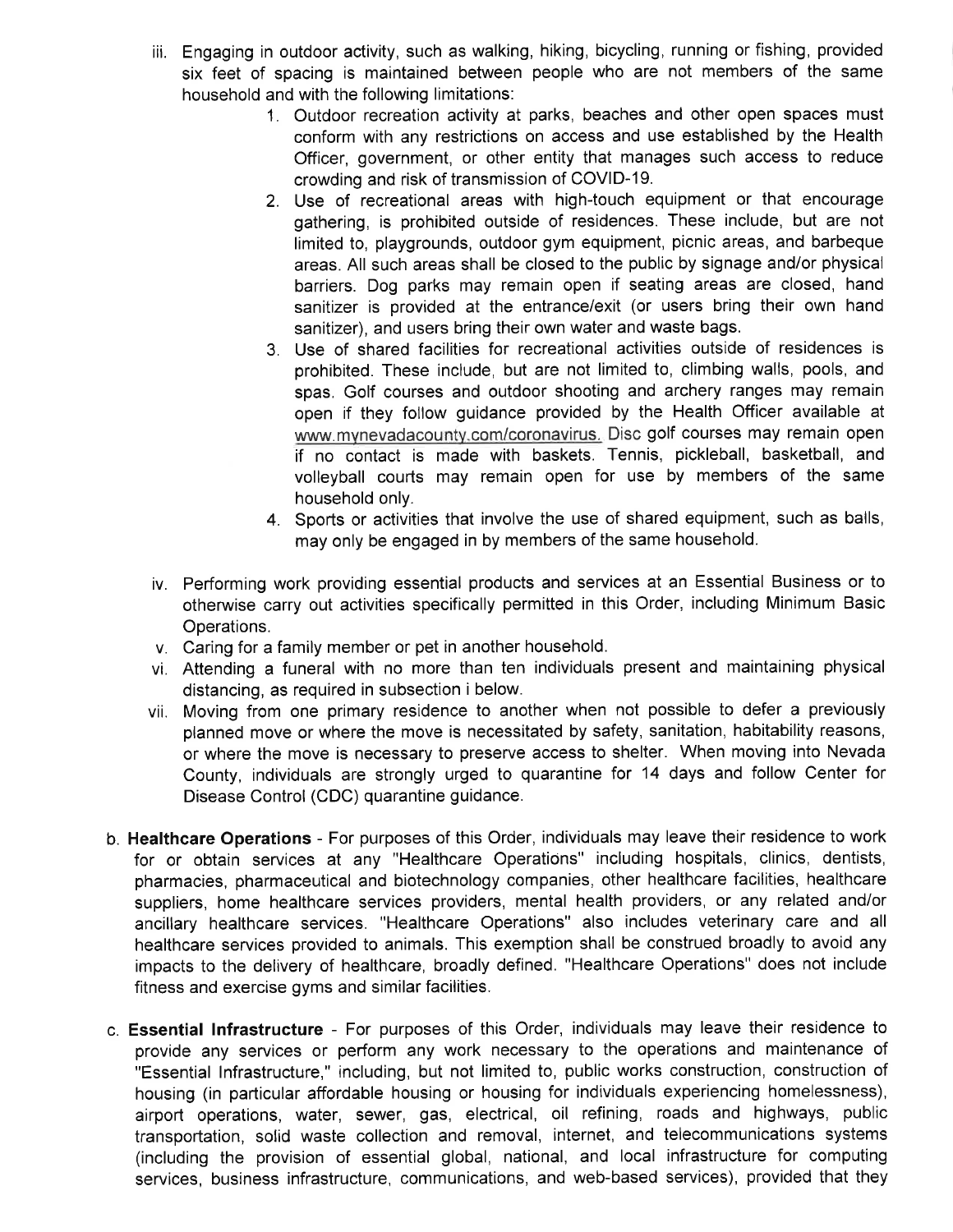iii. Engaging in outdoor activity, such as walking, hiking, bicycling, running or fishing, provided six feet of spacing is maintained between people who are not members of the same household and with the following limitations:

   1. Outdoor recreation activity at parks, beaches and other open spaces must conform with any restrictions on access and use established by the Health Officer, government, or other entity that manages such access to reduce crowding and risk of transmission of COVID-19.
   2. Use of recreational areas with high-touch equipment or that encourage gathering, is prohibited outside of residences. These include, but are not limited to, playgrounds, outdoor gym equipment, picnic areas, and barbeque areas. All such areas shall be closed to the public by signage and/or physical barriers. Dog parks may remain open if seating areas are closed, hand sanitizer is provided at the entrance/exit (or users bring their own hand sanitizer), and users bring their own water and waste bags.
   3. Use of shared facilities for recreational activities outside of residences is prohibited. These include, but are not limited to, climbing walls, pools, and spas. Golf courses and outdoor shooting and archery ranges may remain open if they follow guidance provided by the Health Officer available at www.mynevadacounty.com/coronavirus. Disc golf courses may remain open if no contact is made with baskets. Tennis, pickleball, basketball, and volleyball courts may remain open for use by members of the same household only.
   4. Sports or activities that involve the use of shared equipment, such as balls, may only be engaged in by members of the same household.

iv. Performing work providing essential products and services at an Essential Business or to otherwise carry out activities specifically permitted in this Order, including Minimum Basic Operations.

v. Caring for a family member or pet in another household.

vi. Attending a funeral with no more than ten individuals present and maintaining physical distancing, as required in subsection i below.

vii. Moving from one primary residence to another when not possible to defer a previously planned move or where the move is necessitated by safety, sanitation, habitability reasons, or where the move is necessary to preserve access to shelter. When moving into Nevada County, individuals are strongly urged to quarantine for 14 days and follow Center for Disease Control (CDC) quarantine guidance.

b. **Healthcare Operations** - For purposes of this Order, individuals may leave their residence to work for or obtain services at any "Healthcare Operations" including hospitals, clinics, dentists, pharmacies, pharmaceutical and biotechnology companies, other healthcare facilities, healthcare suppliers, home healthcare services providers, mental health providers, or any related and/or ancillary healthcare services. "Healthcare Operations" also includes veterinary care and all healthcare services provided to animals. This exemption shall be construed broadly to avoid any impacts to the delivery of healthcare, broadly defined. "Healthcare Operations" does not include fitness and exercise gyms and similar facilities.

c. **Essential Infrastructure** - For purposes of this Order, individuals may leave their residence to provide any services or perform any work necessary to the operations and maintenance of "Essential Infrastructure," including, but not limited to, public works construction, construction of housing (in particular affordable housing or housing for individuals experiencing homelessness), airport operations, water, sewer, gas, electrical, oil refining, roads and highways, public transportation, solid waste collection and removal, internet, and telecommunications systems (including the provision of essential global, national, and local infrastructure for computing services, business infrastructure, communications, and web-based services), provided that they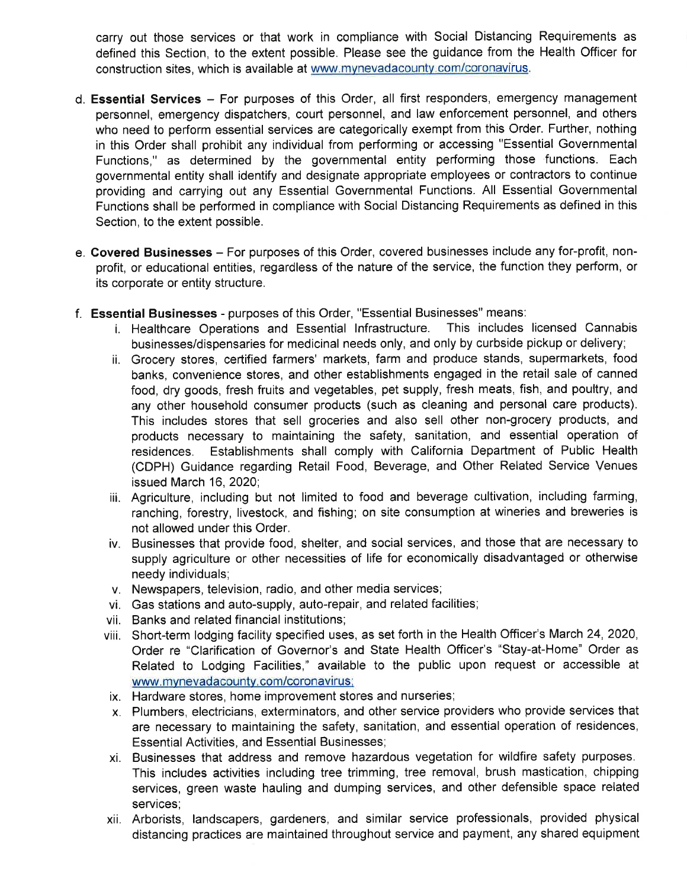carry out those services or that work in compliance with Social Distancing Requirements as defined this Section, to the extent possible. Please see the guidance from the Health Officer for construction sites, which is available at www.mynevadacounty.com/coronavirus.

d. **Essential Services** – For purposes of this Order, all first responders, emergency management personnel, emergency dispatchers, court personnel, and law enforcement personnel, and others who need to perform essential services are categorically exempt from this Order. Further, nothing in this Order shall prohibit any individual from performing or accessing "Essential Governmental Functions," as determined by the governmental entity performing those functions. Each governmental entity shall identify and designate appropriate employees or contractors to continue providing and carrying out any Essential Governmental Functions. All Essential Governmental Functions shall be performed in compliance with Social Distancing Requirements as defined in this Section, to the extent possible.

e. **Covered Businesses** – For purposes of this Order, covered businesses include any for-profit, non-profit, or educational entities, regardless of the nature of the service, the function they perform, or its corporate or entity structure.

f. **Essential Businesses** - purposes of this Order, "Essential Businesses" means:

   i. Healthcare Operations and Essential Infrastructure. This includes licensed Cannabis businesses/dispensaries for medicinal needs only, and only by curbside pickup or delivery;

   ii. Grocery stores, certified farmers' markets, farm and produce stands, supermarkets, food banks, convenience stores, and other establishments engaged in the retail sale of canned food, dry goods, fresh fruits and vegetables, pet supply, fresh meats, fish, and poultry, and any other household consumer products (such as cleaning and personal care products). This includes stores that sell groceries and also sell other non-grocery products, and products necessary to maintaining the safety, sanitation, and essential operation of residences. Establishments shall comply with California Department of Public Health (CDPH) Guidance regarding Retail Food, Beverage, and Other Related Service Venues issued March 16, 2020;

   iii. Agriculture, including but not limited to food and beverage cultivation, including farming, ranching, forestry, livestock, and fishing; on site consumption at wineries and breweries is not allowed under this Order.

   iv. Businesses that provide food, shelter, and social services, and those that are necessary to supply agriculture or other necessities of life for economically disadvantaged or otherwise needy individuals;

   v. Newspapers, television, radio, and other media services;

   vi. Gas stations and auto-supply, auto-repair, and related facilities;

   vii. Banks and related financial institutions;

   viii. Short-term lodging facility specified uses, as set forth in the Health Officer's March 24, 2020, Order re "Clarification of Governor's and State Health Officer's "Stay-at-Home" Order as Related to Lodging Facilities," available to the public upon request or accessible at www.mynevadacounty.com/coronavirus;

   ix. Hardware stores, home improvement stores and nurseries;

   x. Plumbers, electricians, exterminators, and other service providers who provide services that are necessary to maintaining the safety, sanitation, and essential operation of residences, Essential Activities, and Essential Businesses;

   xi. Businesses that address and remove hazardous vegetation for wildfire safety purposes. This includes activities including tree trimming, tree removal, brush mastication, chipping services, green waste hauling and dumping services, and other defensible space related services;

   xii. Arborists, landscapers, gardeners, and similar service professionals, provided physical distancing practices are maintained throughout service and payment, any shared equipment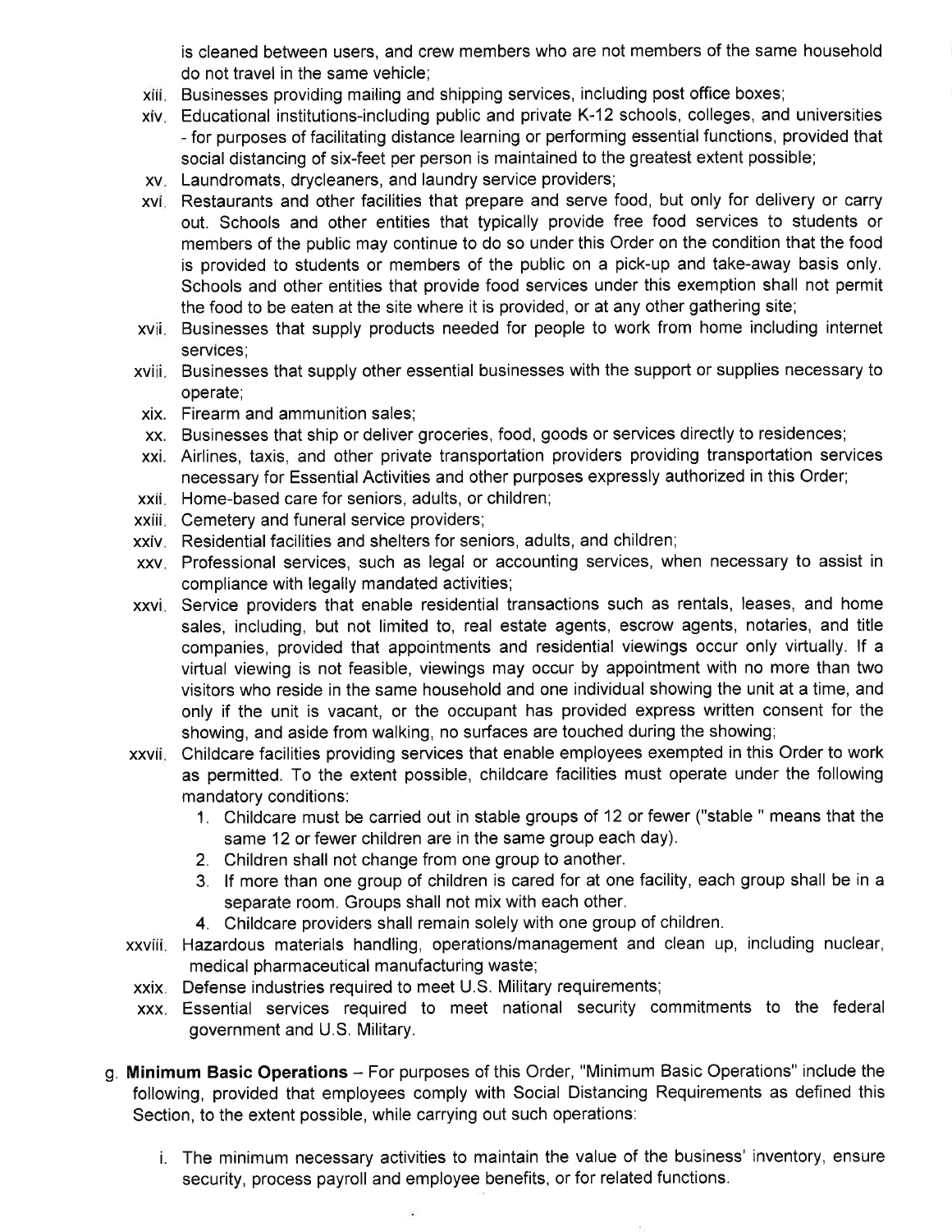is cleaned between users, and crew members who are not members of the same household do not travel in the same vehicle;

xiii. Businesses providing mailing and shipping services, including post office boxes;

xiv. Educational institutions-including public and private K-12 schools, colleges, and universities - for purposes of facilitating distance learning or performing essential functions, provided that social distancing of six-feet per person is maintained to the greatest extent possible;

xv. Laundromats, drycleaners, and laundry service providers;

xvi. Restaurants and other facilities that prepare and serve food, but only for delivery or carry out. Schools and other entities that typically provide free food services to students or members of the public may continue to do so under this Order on the condition that the food is provided to students or members of the public on a pick-up and take-away basis only. Schools and other entities that provide food services under this exemption shall not permit the food to be eaten at the site where it is provided, or at any other gathering site;

xvii. Businesses that supply products needed for people to work from home including internet services;

xviii. Businesses that supply other essential businesses with the support or supplies necessary to operate;

xix. Firearm and ammunition sales;

xx. Businesses that ship or deliver groceries, food, goods or services directly to residences;

xxi. Airlines, taxis, and other private transportation providers providing transportation services necessary for Essential Activities and other purposes expressly authorized in this Order;

xxii. Home-based care for seniors, adults, or children;

xxiii. Cemetery and funeral service providers;

xxiv. Residential facilities and shelters for seniors, adults, and children;

xxv. Professional services, such as legal or accounting services, when necessary to assist in compliance with legally mandated activities;

xxvi. Service providers that enable residential transactions such as rentals, leases, and home sales, including, but not limited to, real estate agents, escrow agents, notaries, and title companies, provided that appointments and residential viewings occur only virtually. If a virtual viewing is not feasible, viewings may occur by appointment with no more than two visitors who reside in the same household and one individual showing the unit at a time, and only if the unit is vacant, or the occupant has provided express written consent for the showing, and aside from walking, no surfaces are touched during the showing;

xxvii. Childcare facilities providing services that enable employees exempted in this Order to work as permitted. To the extent possible, childcare facilities must operate under the following mandatory conditions:

1. Childcare must be carried out in stable groups of 12 or fewer ("stable " means that the same 12 or fewer children are in the same group each day).
2. Children shall not change from one group to another.
3. If more than one group of children is cared for at one facility, each group shall be in a separate room. Groups shall not mix with each other.
4. Childcare providers shall remain solely with one group of children.

xxviii. Hazardous materials handling, operations/management and clean up, including nuclear, medical pharmaceutical manufacturing waste;

xxix. Defense industries required to meet U.S. Military requirements;

xxx. Essential services required to meet national security commitments to the federal government and U.S. Military.

g. **Minimum Basic Operations** – For purposes of this Order, "Minimum Basic Operations" include the following, provided that employees comply with Social Distancing Requirements as defined this Section, to the extent possible, while carrying out such operations:

i. The minimum necessary activities to maintain the value of the business' inventory, ensure security, process payroll and employee benefits, or for related functions.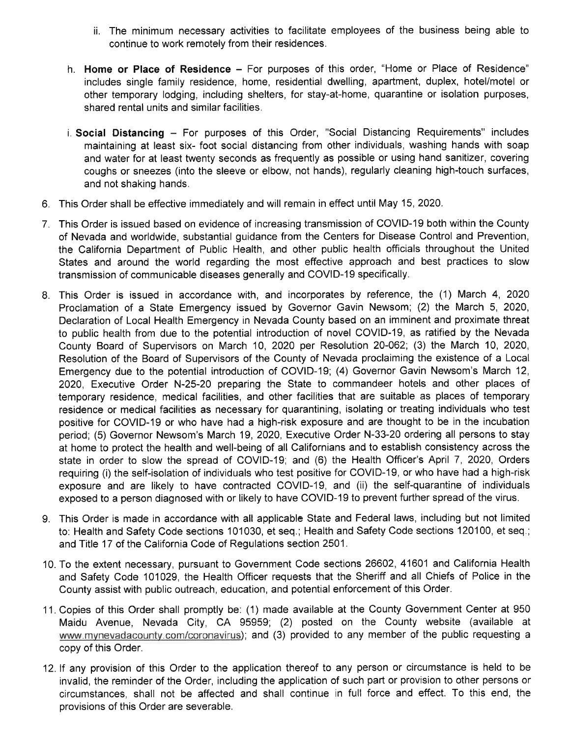ii. The minimum necessary activities to facilitate employees of the business being able to continue to work remotely from their residences.

h. **Home or Place of Residence** – For purposes of this order, "Home or Place of Residence" includes single family residence, home, residential dwelling, apartment, duplex, hotel/motel or other temporary lodging, including shelters, for stay-at-home, quarantine or isolation purposes, shared rental units and similar facilities.

i. **Social Distancing** – For purposes of this Order, "Social Distancing Requirements" includes maintaining at least six- foot social distancing from other individuals, washing hands with soap and water for at least twenty seconds as frequently as possible or using hand sanitizer, covering coughs or sneezes (into the sleeve or elbow, not hands), regularly cleaning high-touch surfaces, and not shaking hands.

6. This Order shall be effective immediately and will remain in effect until May 15, 2020.

7. This Order is issued based on evidence of increasing transmission of COVID-19 both within the County of Nevada and worldwide, substantial guidance from the Centers for Disease Control and Prevention, the California Department of Public Health, and other public health officials throughout the United States and around the world regarding the most effective approach and best practices to slow transmission of communicable diseases generally and COVID-19 specifically.

8. This Order is issued in accordance with, and incorporates by reference, the (1) March 4, 2020 Proclamation of a State Emergency issued by Governor Gavin Newsom; (2) the March 5, 2020, Declaration of Local Health Emergency in Nevada County based on an imminent and proximate threat to public health from due to the potential introduction of novel COVID-19, as ratified by the Nevada County Board of Supervisors on March 10, 2020 per Resolution 20-062; (3) the March 10, 2020, Resolution of the Board of Supervisors of the County of Nevada proclaiming the existence of a Local Emergency due to the potential introduction of COVID-19; (4) Governor Gavin Newsom's March 12, 2020, Executive Order N-25-20 preparing the State to commandeer hotels and other places of temporary residence, medical facilities, and other facilities that are suitable as places of temporary residence or medical facilities as necessary for quarantining, isolating or treating individuals who test positive for COVID-19 or who have had a high-risk exposure and are thought to be in the incubation period; (5) Governor Newsom's March 19, 2020, Executive Order N-33-20 ordering all persons to stay at home to protect the health and well-being of all Californians and to establish consistency across the state in order to slow the spread of COVID-19; and (6) the Health Officer's April 7, 2020, Orders requiring (i) the self-isolation of individuals who test positive for COVID-19, or who have had a high-risk exposure and are likely to have contracted COVID-19, and (ii) the self-quarantine of individuals exposed to a person diagnosed with or likely to have COVID-19 to prevent further spread of the virus.

9. This Order is made in accordance with all applicable State and Federal laws, including but not limited to: Health and Safety Code sections 101030, et seq.; Health and Safety Code sections 120100, et seq.; and Title 17 of the California Code of Regulations section 2501.

10. To the extent necessary, pursuant to Government Code sections 26602, 41601 and California Health and Safety Code 101029, the Health Officer requests that the Sheriff and all Chiefs of Police in the County assist with public outreach, education, and potential enforcement of this Order.

11. Copies of this Order shall promptly be: (1) made available at the County Government Center at 950 Maidu Avenue, Nevada City, CA 95959; (2) posted on the County website (available at www.mynevadacounty.com/coronavirus); and (3) provided to any member of the public requesting a copy of this Order.

12. If any provision of this Order to the application thereof to any person or circumstance is held to be invalid, the reminder of the Order, including the application of such part or provision to other persons or circumstances, shall not be affected and shall continue in full force and effect. To this end, the provisions of this Order are severable.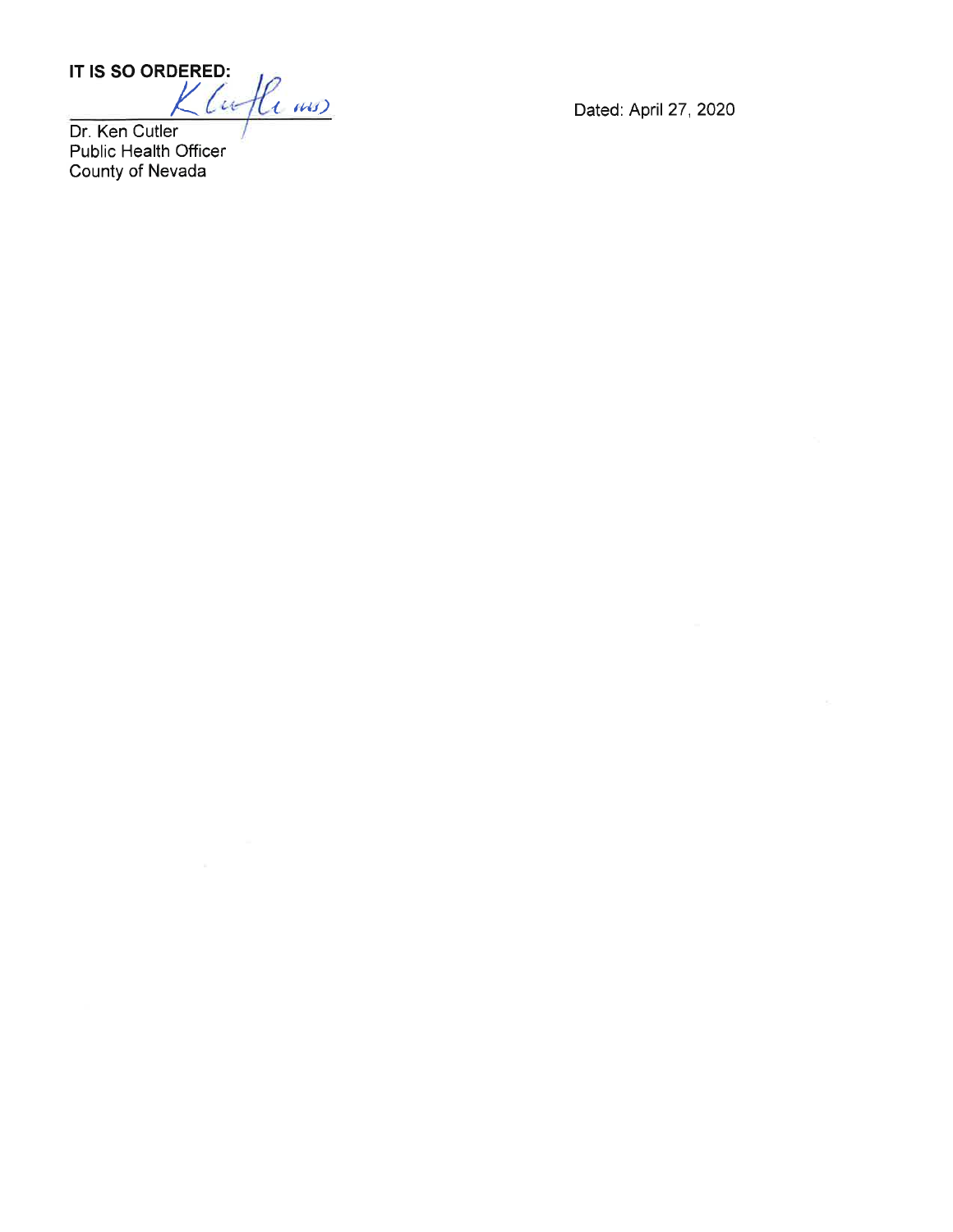**IT IS SO ORDERED:**

Dr. Ken Cutler
Public Health Officer
County of Nevada

Dated: April 27, 2020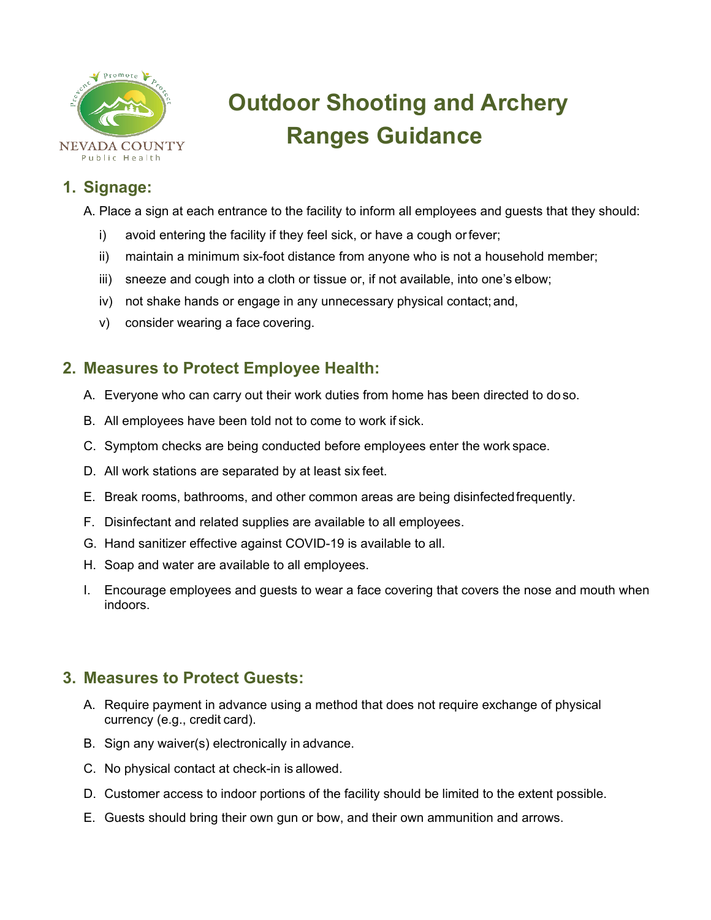NEVADA COUNTY
Public Health

# Outdoor Shooting and Archery Ranges Guidance

## 1. Signage:

A. Place a sign at each entrance to the facility to inform all employees and guests that they should:

i) avoid entering the facility if they feel sick, or have a cough or fever;

ii) maintain a minimum six-foot distance from anyone who is not a household member;

iii) sneeze and cough into a cloth or tissue or, if not available, into one's elbow;

iv) not shake hands or engage in any unnecessary physical contact; and,

v) consider wearing a face covering.

## 2. Measures to Protect Employee Health:

A. Everyone who can carry out their work duties from home has been directed to do so.

B. All employees have been told not to come to work if sick.

C. Symptom checks are being conducted before employees enter the work space.

D. All work stations are separated by at least six feet.

E. Break rooms, bathrooms, and other common areas are being disinfected frequently.

F. Disinfectant and related supplies are available to all employees.

G. Hand sanitizer effective against COVID-19 is available to all.

H. Soap and water are available to all employees.

I. Encourage employees and guests to wear a face covering that covers the nose and mouth when indoors.

## 3. Measures to Protect Guests:

A. Require payment in advance using a method that does not require exchange of physical currency (e.g., credit card).

B. Sign any waiver(s) electronically in advance.

C. No physical contact at check-in is allowed.

D. Customer access to indoor portions of the facility should be limited to the extent possible.

E. Guests should bring their own gun or bow, and their own ammunition and arrows.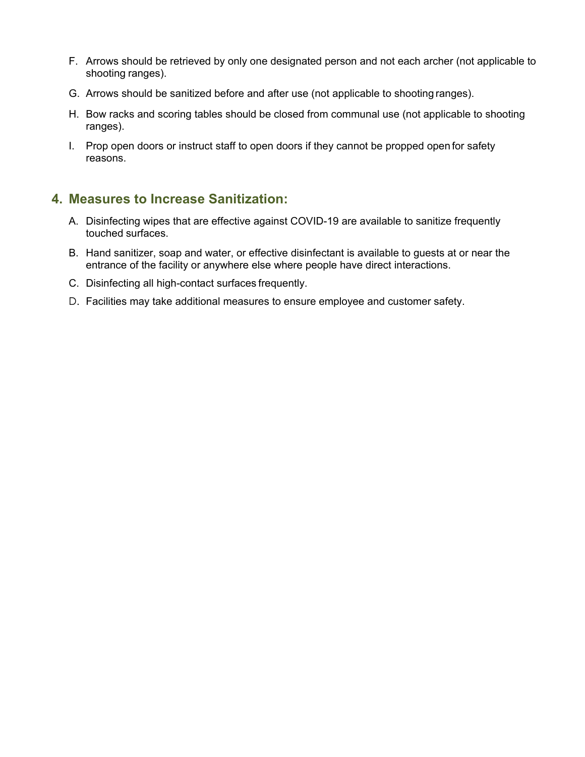F. Arrows should be retrieved by only one designated person and not each archer (not applicable to shooting ranges).

G. Arrows should be sanitized before and after use (not applicable to shooting ranges).

H. Bow racks and scoring tables should be closed from communal use (not applicable to shooting ranges).

I. Prop open doors or instruct staff to open doors if they cannot be propped open for safety reasons.

## 4. Measures to Increase Sanitization:

A. Disinfecting wipes that are effective against COVID-19 are available to sanitize frequently touched surfaces.

B. Hand sanitizer, soap and water, or effective disinfectant is available to guests at or near the entrance of the facility or anywhere else where people have direct interactions.

C. Disinfecting all high-contact surfaces frequently.

D. Facilities may take additional measures to ensure employee and customer safety.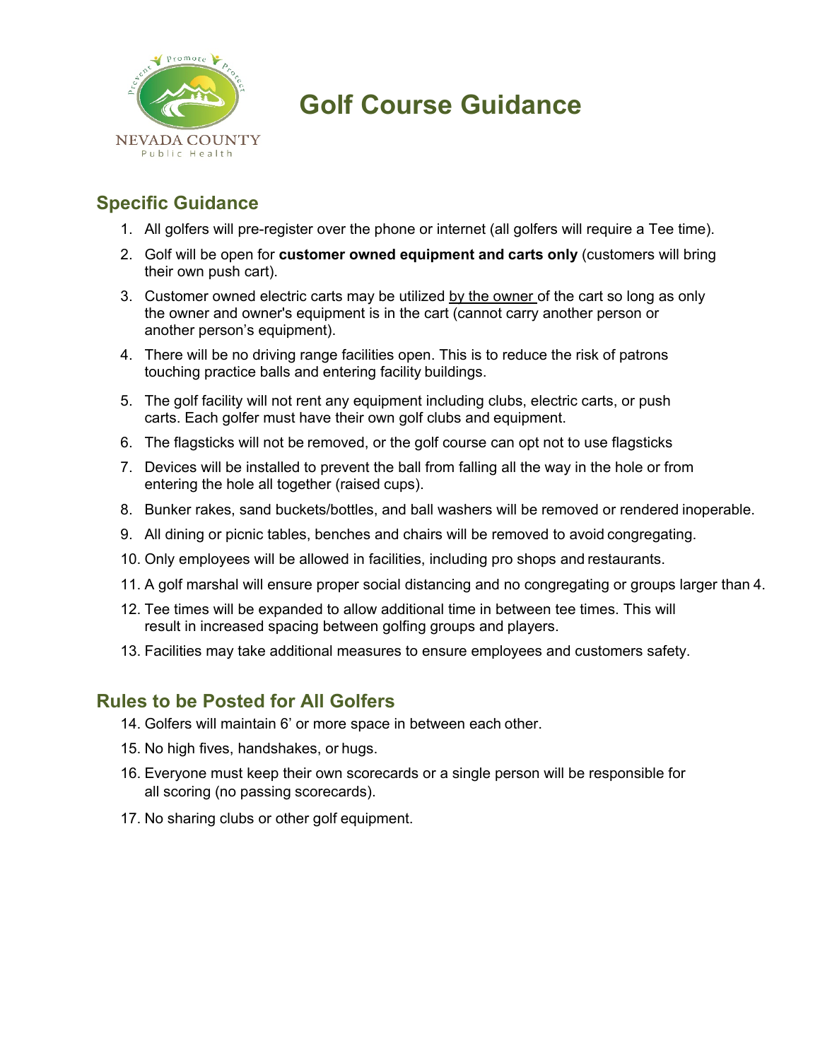NEVADA COUNTY
Public Health

# Golf Course Guidance

## Specific Guidance

1. All golfers will pre-register over the phone or internet (all golfers will require a Tee time).
2. Golf will be open for **customer owned equipment and carts only** (customers will bring their own push cart).
3. Customer owned electric carts may be utilized <u>by the owner</u> of the cart so long as only the owner and owner's equipment is in the cart (cannot carry another person or another person's equipment).
4. There will be no driving range facilities open. This is to reduce the risk of patrons touching practice balls and entering facility buildings.
5. The golf facility will not rent any equipment including clubs, electric carts, or push carts. Each golfer must have their own golf clubs and equipment.
6. The flagsticks will not be removed, or the golf course can opt not to use flagsticks
7. Devices will be installed to prevent the ball from falling all the way in the hole or from entering the hole all together (raised cups).
8. Bunker rakes, sand buckets/bottles, and ball washers will be removed or rendered inoperable.
9. All dining or picnic tables, benches and chairs will be removed to avoid congregating.
10. Only employees will be allowed in facilities, including pro shops and restaurants.
11. A golf marshal will ensure proper social distancing and no congregating or groups larger than 4.
12. Tee times will be expanded to allow additional time in between tee times. This will result in increased spacing between golfing groups and players.
13. Facilities may take additional measures to ensure employees and customers safety.

## Rules to be Posted for All Golfers

14. Golfers will maintain 6' or more space in between each other.
15. No high fives, handshakes, or hugs.
16. Everyone must keep their own scorecards or a single person will be responsible for all scoring (no passing scorecards).
17. No sharing clubs or other golf equipment.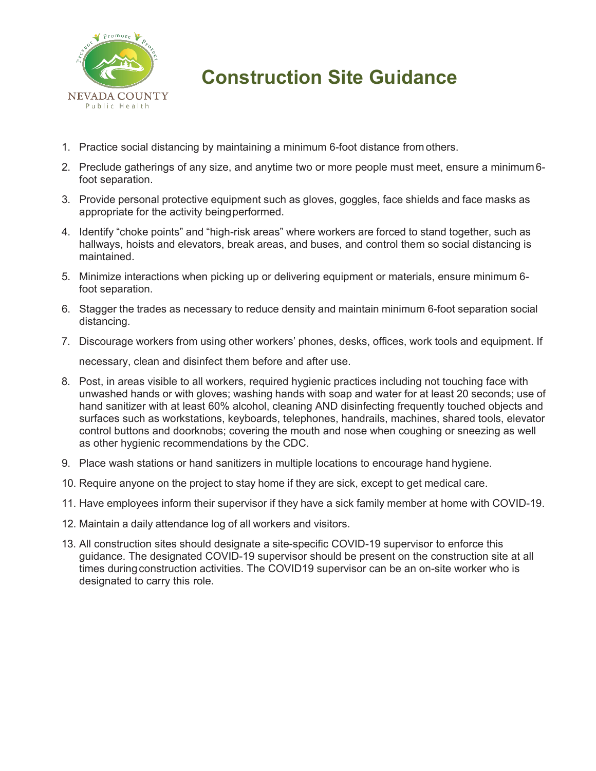NEVADA COUNTY
Public Health

# Construction Site Guidance

1. Practice social distancing by maintaining a minimum 6-foot distance from others.
2. Preclude gatherings of any size, and anytime two or more people must meet, ensure a minimum 6-foot separation.
3. Provide personal protective equipment such as gloves, goggles, face shields and face masks as appropriate for the activity being performed.
4. Identify "choke points" and "high-risk areas" where workers are forced to stand together, such as hallways, hoists and elevators, break areas, and buses, and control them so social distancing is maintained.
5. Minimize interactions when picking up or delivering equipment or materials, ensure minimum 6-foot separation.
6. Stagger the trades as necessary to reduce density and maintain minimum 6-foot separation social distancing.
7. Discourage workers from using other workers' phones, desks, offices, work tools and equipment. If necessary, clean and disinfect them before and after use.
8. Post, in areas visible to all workers, required hygienic practices including not touching face with unwashed hands or with gloves; washing hands with soap and water for at least 20 seconds; use of hand sanitizer with at least 60% alcohol, cleaning AND disinfecting frequently touched objects and surfaces such as workstations, keyboards, telephones, handrails, machines, shared tools, elevator control buttons and doorknobs; covering the mouth and nose when coughing or sneezing as well as other hygienic recommendations by the CDC.
9. Place wash stations or hand sanitizers in multiple locations to encourage hand hygiene.
10. Require anyone on the project to stay home if they are sick, except to get medical care.
11. Have employees inform their supervisor if they have a sick family member at home with COVID-19.
12. Maintain a daily attendance log of all workers and visitors.
13. All construction sites should designate a site-specific COVID-19 supervisor to enforce this guidance. The designated COVID-19 supervisor should be present on the construction site at all times during construction activities. The COVID19 supervisor can be an on-site worker who is designated to carry this role.